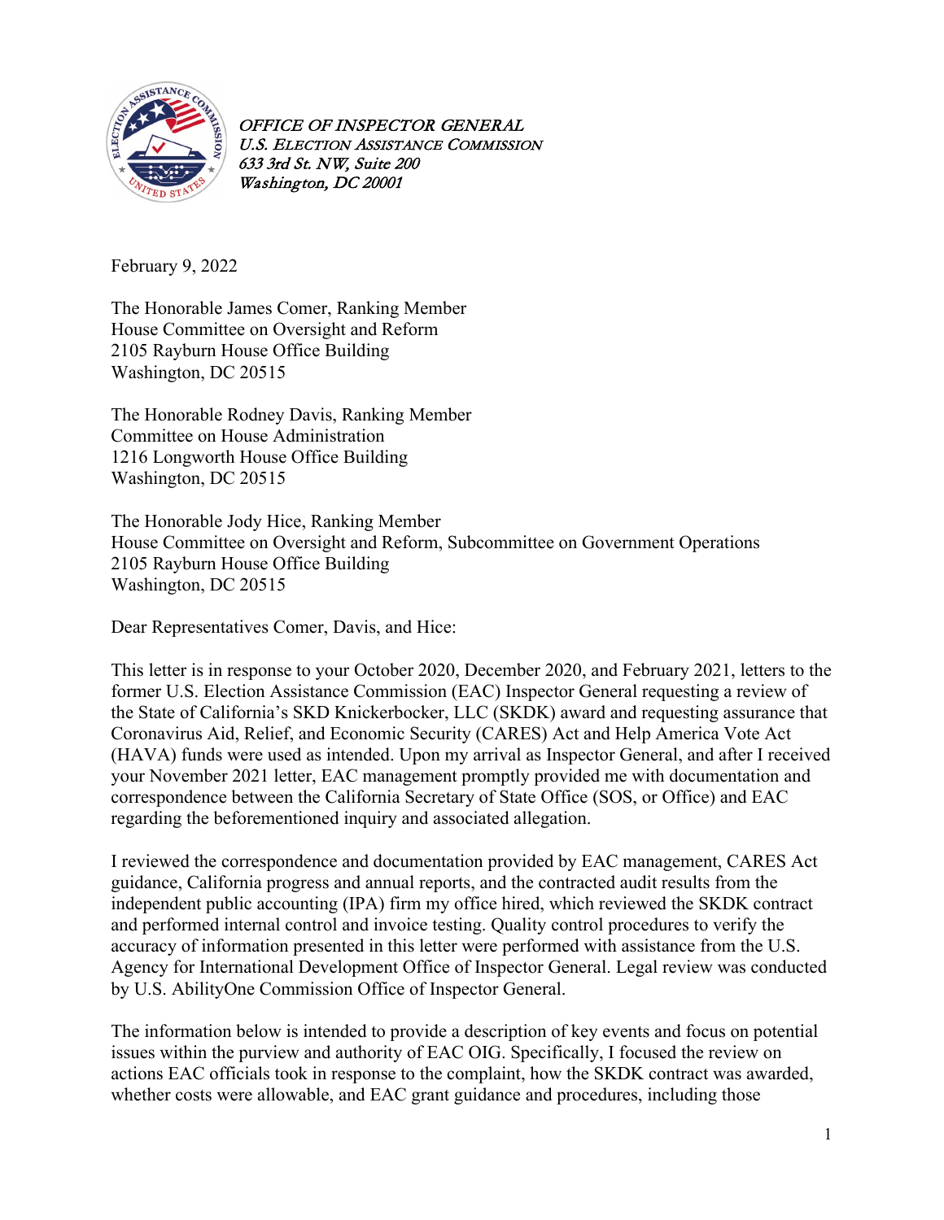*OFFICE OF INSPECTOR GENERAL*
*U.S. ELECTION ASSISTANCE COMMISSION*
*633 3rd St. NW, Suite 200*
*Washington, DC 20001*

February 9, 2022

The Honorable James Comer, Ranking Member
House Committee on Oversight and Reform
2105 Rayburn House Office Building
Washington, DC 20515

The Honorable Rodney Davis, Ranking Member
Committee on House Administration
1216 Longworth House Office Building
Washington, DC 20515

The Honorable Jody Hice, Ranking Member
House Committee on Oversight and Reform, Subcommittee on Government Operations
2105 Rayburn House Office Building
Washington, DC 20515

Dear Representatives Comer, Davis, and Hice:

This letter is in response to your October 2020, December 2020, and February 2021, letters to the former U.S. Election Assistance Commission (EAC) Inspector General requesting a review of the State of California's SKD Knickerbocker, LLC (SKDK) award and requesting assurance that Coronavirus Aid, Relief, and Economic Security (CARES) Act and Help America Vote Act (HAVA) funds were used as intended. Upon my arrival as Inspector General, and after I received your November 2021 letter, EAC management promptly provided me with documentation and correspondence between the California Secretary of State Office (SOS, or Office) and EAC regarding the beforementioned inquiry and associated allegation.

I reviewed the correspondence and documentation provided by EAC management, CARES Act guidance, California progress and annual reports, and the contracted audit results from the independent public accounting (IPA) firm my office hired, which reviewed the SKDK contract and performed internal control and invoice testing. Quality control procedures to verify the accuracy of information presented in this letter were performed with assistance from the U.S. Agency for International Development Office of Inspector General. Legal review was conducted by U.S. AbilityOne Commission Office of Inspector General.

The information below is intended to provide a description of key events and focus on potential issues within the purview and authority of EAC OIG. Specifically, I focused the review on actions EAC officials took in response to the complaint, how the SKDK contract was awarded, whether costs were allowable, and EAC grant guidance and procedures, including those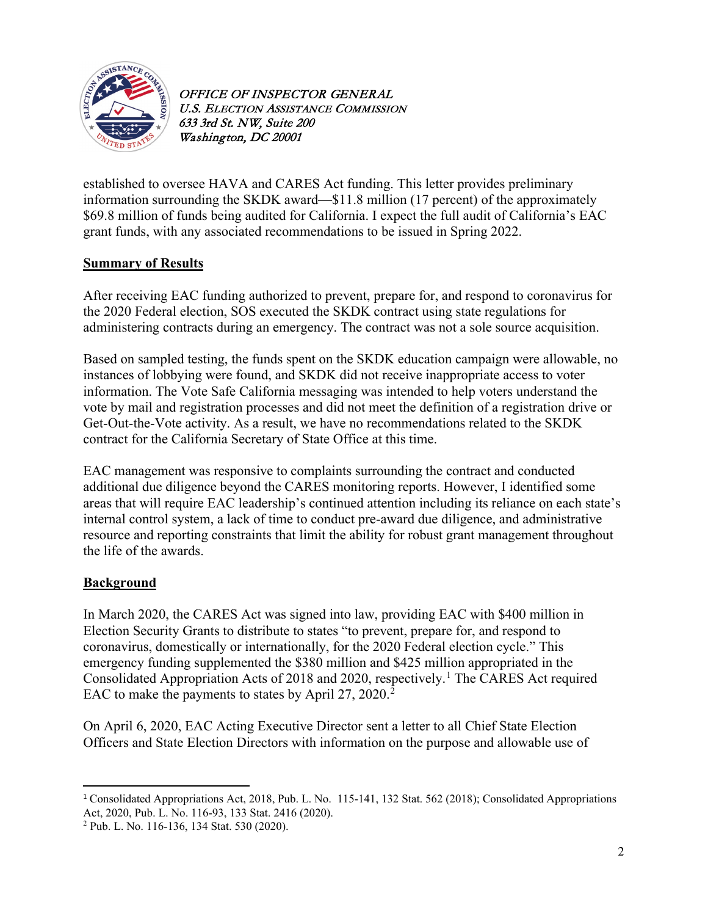established to oversee HAVA and CARES Act funding. This letter provides preliminary information surrounding the SKDK award—$11.8 million (17 percent) of the approximately $69.8 million of funds being audited for California. I expect the full audit of California's EAC grant funds, with any associated recommendations to be issued in Spring 2022.

## Summary of Results

After receiving EAC funding authorized to prevent, prepare for, and respond to coronavirus for the 2020 Federal election, SOS executed the SKDK contract using state regulations for administering contracts during an emergency. The contract was not a sole source acquisition.

Based on sampled testing, the funds spent on the SKDK education campaign were allowable, no instances of lobbying were found, and SKDK did not receive inappropriate access to voter information. The Vote Safe California messaging was intended to help voters understand the vote by mail and registration processes and did not meet the definition of a registration drive or Get-Out-the-Vote activity. As a result, we have no recommendations related to the SKDK contract for the California Secretary of State Office at this time.

EAC management was responsive to complaints surrounding the contract and conducted additional due diligence beyond the CARES monitoring reports. However, I identified some areas that will require EAC leadership's continued attention including its reliance on each state's internal control system, a lack of time to conduct pre-award due diligence, and administrative resource and reporting constraints that limit the ability for robust grant management throughout the life of the awards.

## Background

In March 2020, the CARES Act was signed into law, providing EAC with $400 million in Election Security Grants to distribute to states "to prevent, prepare for, and respond to coronavirus, domestically or internationally, for the 2020 Federal election cycle." This emergency funding supplemented the $380 million and $425 million appropriated in the Consolidated Appropriation Acts of 2018 and 2020, respectively.[1] The CARES Act required EAC to make the payments to states by April 27, 2020.[2]

On April 6, 2020, EAC Acting Executive Director sent a letter to all Chief State Election Officers and State Election Directors with information on the purpose and allowable use of

---

[1] Consolidated Appropriations Act, 2018, Pub. L. No. 115-141, 132 Stat. 562 (2018); Consolidated Appropriations Act, 2020, Pub. L. No. 116-93, 133 Stat. 2416 (2020).

[2] Pub. L. No. 116-136, 134 Stat. 530 (2020).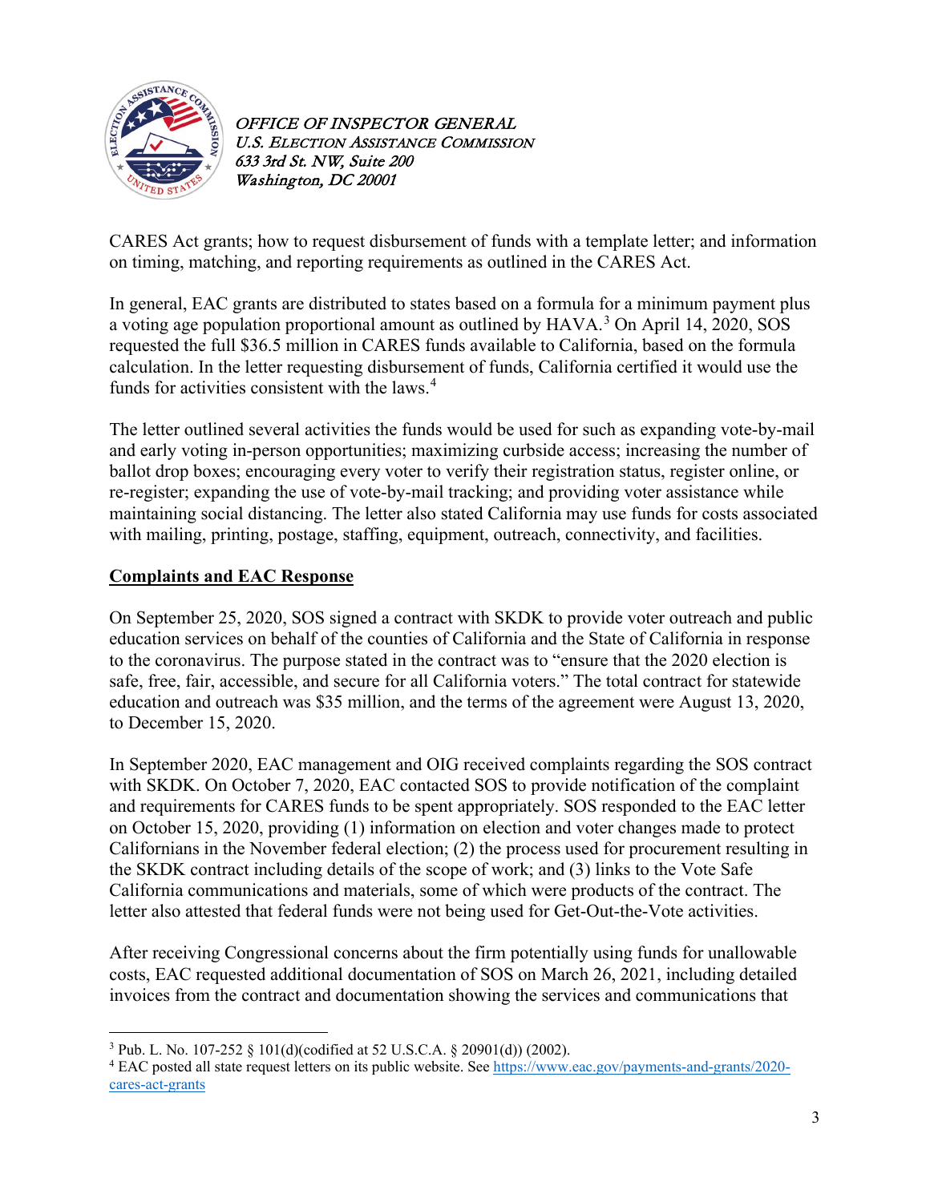CARES Act grants; how to request disbursement of funds with a template letter; and information on timing, matching, and reporting requirements as outlined in the CARES Act.

In general, EAC grants are distributed to states based on a formula for a minimum payment plus a voting age population proportional amount as outlined by HAVA.[3] On April 14, 2020, SOS requested the full $36.5 million in CARES funds available to California, based on the formula calculation. In the letter requesting disbursement of funds, California certified it would use the funds for activities consistent with the laws.[4]

The letter outlined several activities the funds would be used for such as expanding vote-by-mail and early voting in-person opportunities; maximizing curbside access; increasing the number of ballot drop boxes; encouraging every voter to verify their registration status, register online, or re-register; expanding the use of vote-by-mail tracking; and providing voter assistance while maintaining social distancing. The letter also stated California may use funds for costs associated with mailing, printing, postage, staffing, equipment, outreach, connectivity, and facilities.

**Complaints and EAC Response**

On September 25, 2020, SOS signed a contract with SKDK to provide voter outreach and public education services on behalf of the counties of California and the State of California in response to the coronavirus. The purpose stated in the contract was to "ensure that the 2020 election is safe, free, fair, accessible, and secure for all California voters." The total contract for statewide education and outreach was $35 million, and the terms of the agreement were August 13, 2020, to December 15, 2020.

In September 2020, EAC management and OIG received complaints regarding the SOS contract with SKDK. On October 7, 2020, EAC contacted SOS to provide notification of the complaint and requirements for CARES funds to be spent appropriately. SOS responded to the EAC letter on October 15, 2020, providing (1) information on election and voter changes made to protect Californians in the November federal election; (2) the process used for procurement resulting in the SKDK contract including details of the scope of work; and (3) links to the Vote Safe California communications and materials, some of which were products of the contract. The letter also attested that federal funds were not being used for Get-Out-the-Vote activities.

After receiving Congressional concerns about the firm potentially using funds for unallowable costs, EAC requested additional documentation of SOS on March 26, 2021, including detailed invoices from the contract and documentation showing the services and communications that

---

[3] Pub. L. No. 107-252 § 101(d)(codified at 52 U.S.C.A. § 20901(d)) (2002).

[4] EAC posted all state request letters on its public website. See https://www.eac.gov/payments-and-grants/2020-cares-act-grants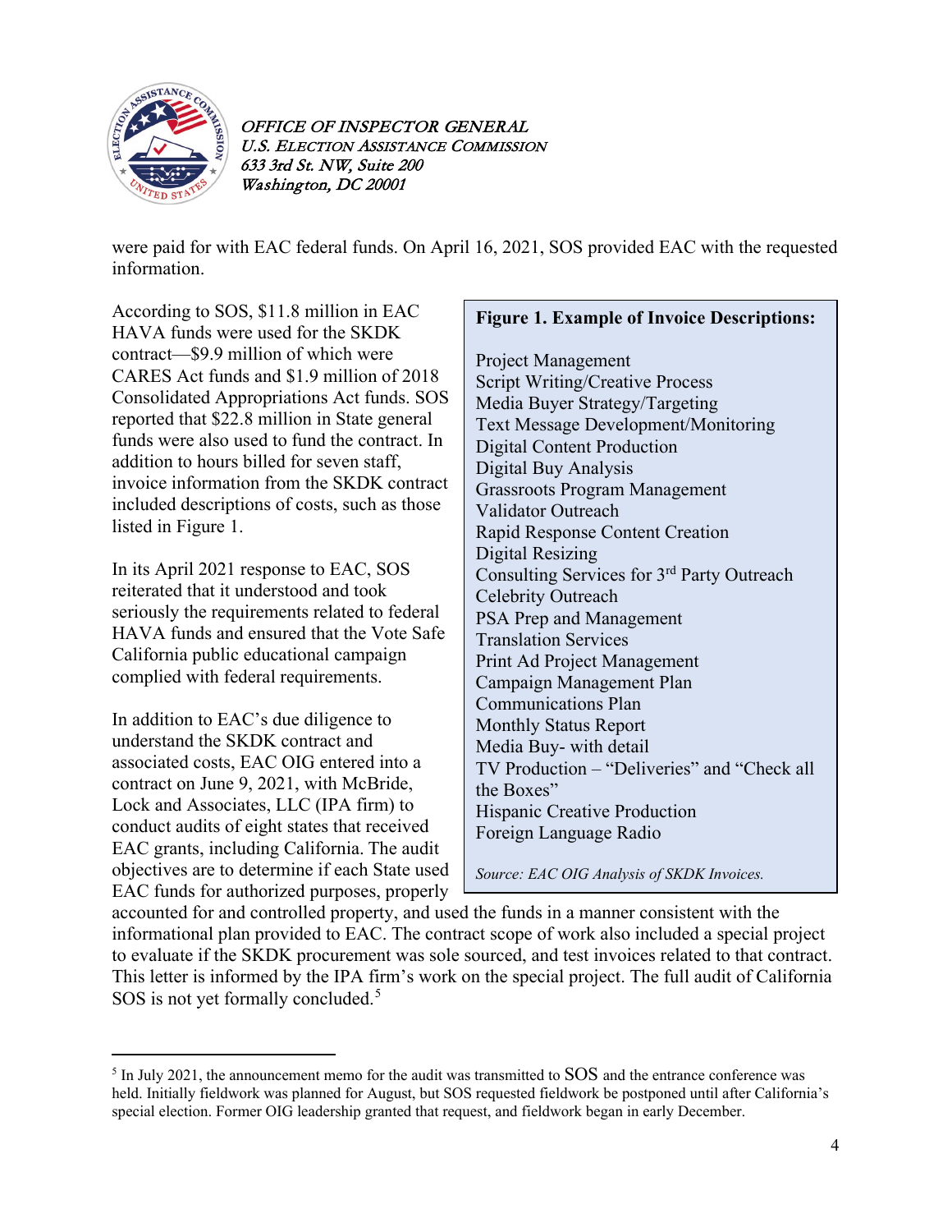were paid for with EAC federal funds. On April 16, 2021, SOS provided EAC with the requested information.

According to SOS, $11.8 million in EAC HAVA funds were used for the SKDK contract—$9.9 million of which were CARES Act funds and $1.9 million of 2018 Consolidated Appropriations Act funds. SOS reported that $22.8 million in State general funds were also used to fund the contract. In addition to hours billed for seven staff, invoice information from the SKDK contract included descriptions of costs, such as those listed in Figure 1.

**Figure 1. Example of Invoice Descriptions:**

Project Management
Script Writing/Creative Process
Media Buyer Strategy/Targeting
Text Message Development/Monitoring
Digital Content Production
Digital Buy Analysis
Grassroots Program Management
Validator Outreach
Rapid Response Content Creation
Digital Resizing
Consulting Services for 3rd Party Outreach
Celebrity Outreach
PSA Prep and Management
Translation Services
Print Ad Project Management
Campaign Management Plan
Communications Plan
Monthly Status Report
Media Buy- with detail
TV Production – "Deliveries" and "Check all the Boxes"
Hispanic Creative Production
Foreign Language Radio

*Source: EAC OIG Analysis of SKDK Invoices.*

In its April 2021 response to EAC, SOS reiterated that it understood and took seriously the requirements related to federal HAVA funds and ensured that the Vote Safe California public educational campaign complied with federal requirements.

In addition to EAC's due diligence to understand the SKDK contract and associated costs, EAC OIG entered into a contract on June 9, 2021, with McBride, Lock and Associates, LLC (IPA firm) to conduct audits of eight states that received EAC grants, including California. The audit objectives are to determine if each State used EAC funds for authorized purposes, properly accounted for and controlled property, and used the funds in a manner consistent with the informational plan provided to EAC. The contract scope of work also included a special project to evaluate if the SKDK procurement was sole sourced, and test invoices related to that contract. This letter is informed by the IPA firm's work on the special project. The full audit of California SOS is not yet formally concluded.[5]

[5] In July 2021, the announcement memo for the audit was transmitted to SOS and the entrance conference was held. Initially fieldwork was planned for August, but SOS requested fieldwork be postponed until after California's special election. Former OIG leadership granted that request, and fieldwork began in early December.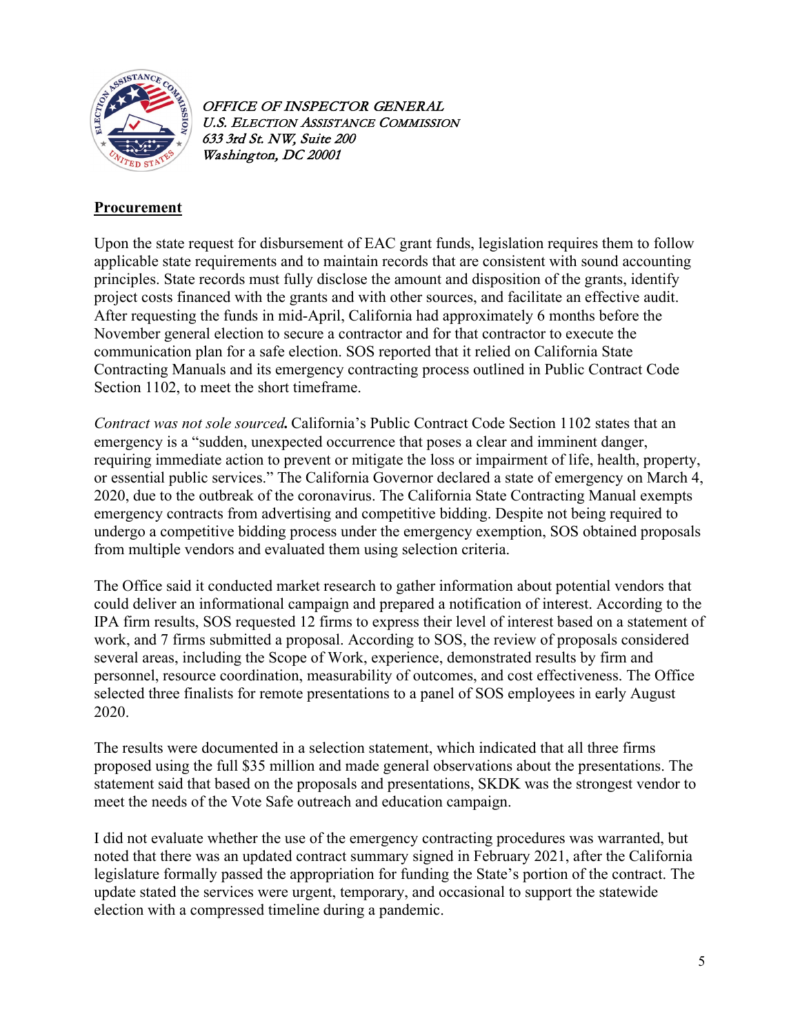## Procurement

Upon the state request for disbursement of EAC grant funds, legislation requires them to follow applicable state requirements and to maintain records that are consistent with sound accounting principles. State records must fully disclose the amount and disposition of the grants, identify project costs financed with the grants and with other sources, and facilitate an effective audit. After requesting the funds in mid-April, California had approximately 6 months before the November general election to secure a contractor and for that contractor to execute the communication plan for a safe election. SOS reported that it relied on California State Contracting Manuals and its emergency contracting process outlined in Public Contract Code Section 1102, to meet the short timeframe.

***Contract was not sole sourced.*** California's Public Contract Code Section 1102 states that an emergency is a "sudden, unexpected occurrence that poses a clear and imminent danger, requiring immediate action to prevent or mitigate the loss or impairment of life, health, property, or essential public services." The California Governor declared a state of emergency on March 4, 2020, due to the outbreak of the coronavirus. The California State Contracting Manual exempts emergency contracts from advertising and competitive bidding. Despite not being required to undergo a competitive bidding process under the emergency exemption, SOS obtained proposals from multiple vendors and evaluated them using selection criteria.

The Office said it conducted market research to gather information about potential vendors that could deliver an informational campaign and prepared a notification of interest. According to the IPA firm results, SOS requested 12 firms to express their level of interest based on a statement of work, and 7 firms submitted a proposal. According to SOS, the review of proposals considered several areas, including the Scope of Work, experience, demonstrated results by firm and personnel, resource coordination, measurability of outcomes, and cost effectiveness. The Office selected three finalists for remote presentations to a panel of SOS employees in early August 2020.

The results were documented in a selection statement, which indicated that all three firms proposed using the full $35 million and made general observations about the presentations. The statement said that based on the proposals and presentations, SKDK was the strongest vendor to meet the needs of the Vote Safe outreach and education campaign.

I did not evaluate whether the use of the emergency contracting procedures was warranted, but noted that there was an updated contract summary signed in February 2021, after the California legislature formally passed the appropriation for funding the State's portion of the contract. The update stated the services were urgent, temporary, and occasional to support the statewide election with a compressed timeline during a pandemic.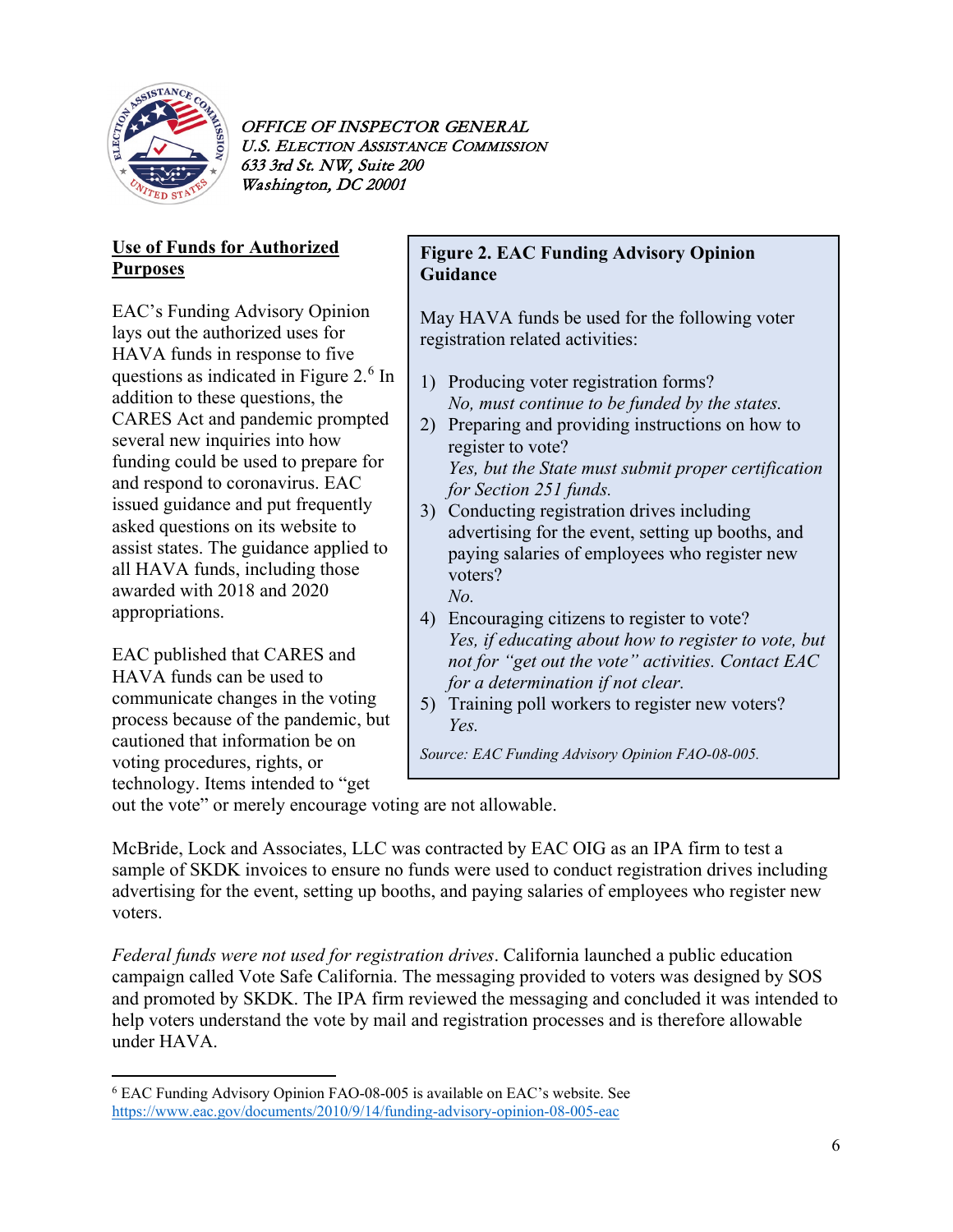OFFICE OF INSPECTOR GENERAL
U.S. ELECTION ASSISTANCE COMMISSION
633 3rd St. NW, Suite 200
Washington, DC 20001

### Use of Funds for Authorized Purposes

EAC's Funding Advisory Opinion lays out the authorized uses for HAVA funds in response to five questions as indicated in Figure 2.[6] In addition to these questions, the CARES Act and pandemic prompted several new inquiries into how funding could be used to prepare for and respond to coronavirus. EAC issued guidance and put frequently asked questions on its website to assist states. The guidance applied to all HAVA funds, including those awarded with 2018 and 2020 appropriations.

EAC published that CARES and HAVA funds can be used to communicate changes in the voting process because of the pandemic, but cautioned that information be on voting procedures, rights, or technology. Items intended to "get out the vote" or merely encourage voting are not allowable.

> **Figure 2. EAC Funding Advisory Opinion Guidance**
>
> May HAVA funds be used for the following voter registration related activities:
>
> 1) Producing voter registration forms?
>    *No, must continue to be funded by the states.*
> 2) Preparing and providing instructions on how to register to vote?
>    *Yes, but the State must submit proper certification for Section 251 funds.*
> 3) Conducting registration drives including advertising for the event, setting up booths, and paying salaries of employees who register new voters?
>    *No.*
> 4) Encouraging citizens to register to vote?
>    *Yes, if educating about how to register to vote, but not for "get out the vote" activities. Contact EAC for a determination if not clear.*
> 5) Training poll workers to register new voters?
>    *Yes.*
>
> *Source: EAC Funding Advisory Opinion FAO-08-005.*

McBride, Lock and Associates, LLC was contracted by EAC OIG as an IPA firm to test a sample of SKDK invoices to ensure no funds were used to conduct registration drives including advertising for the event, setting up booths, and paying salaries of employees who register new voters.

*Federal funds were not used for registration drives*. California launched a public education campaign called Vote Safe California. The messaging provided to voters was designed by SOS and promoted by SKDK. The IPA firm reviewed the messaging and concluded it was intended to help voters understand the vote by mail and registration processes and is therefore allowable under HAVA.

---

[6] EAC Funding Advisory Opinion FAO-08-005 is available on EAC's website. See https://www.eac.gov/documents/2010/9/14/funding-advisory-opinion-08-005-eac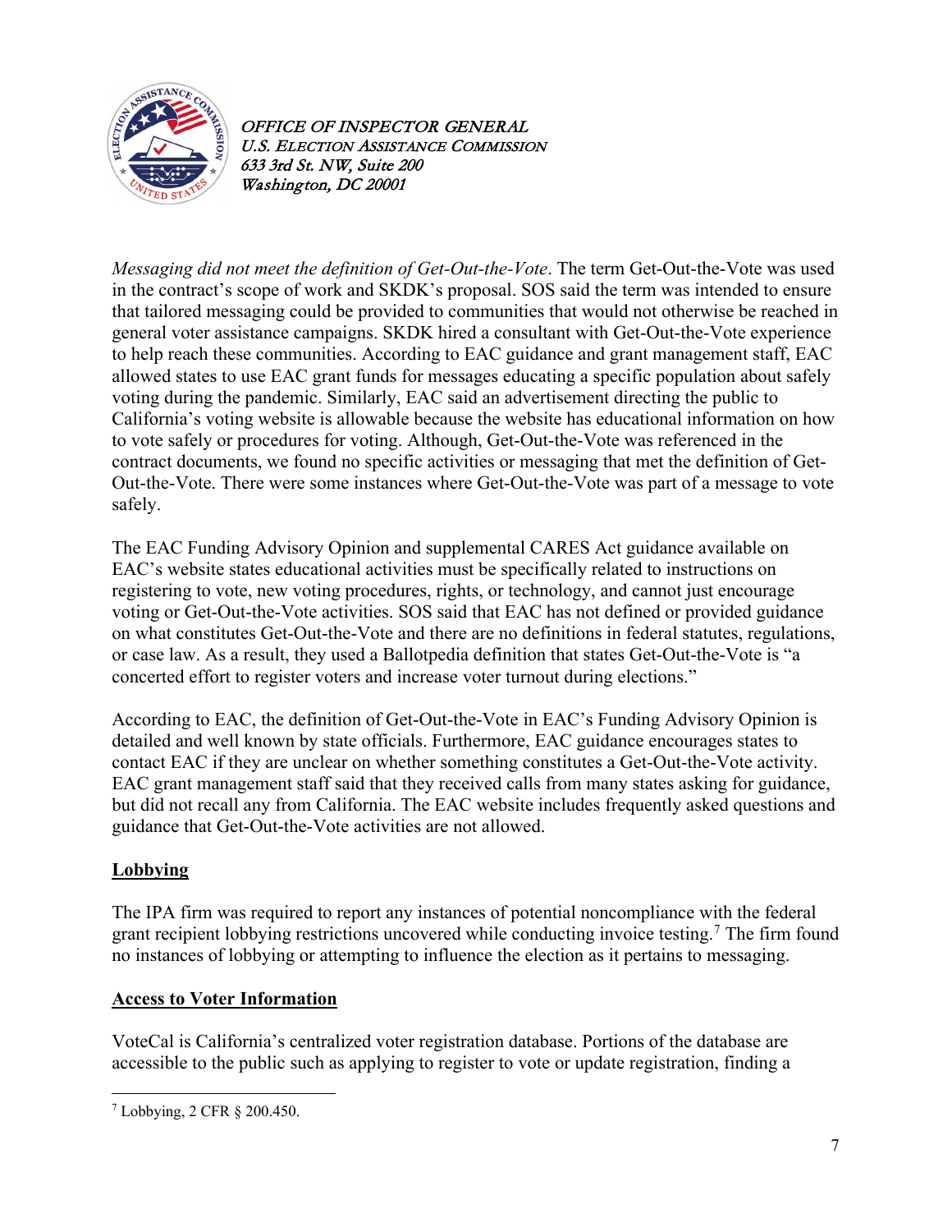*Messaging did not meet the definition of Get-Out-the-Vote*. The term Get-Out-the-Vote was used in the contract's scope of work and SKDK's proposal. SOS said the term was intended to ensure that tailored messaging could be provided to communities that would not otherwise be reached in general voter assistance campaigns. SKDK hired a consultant with Get-Out-the-Vote experience to help reach these communities. According to EAC guidance and grant management staff, EAC allowed states to use EAC grant funds for messages educating a specific population about safely voting during the pandemic. Similarly, EAC said an advertisement directing the public to California's voting website is allowable because the website has educational information on how to vote safely or procedures for voting. Although, Get-Out-the-Vote was referenced in the contract documents, we found no specific activities or messaging that met the definition of Get-Out-the-Vote. There were some instances where Get-Out-the-Vote was part of a message to vote safely.

The EAC Funding Advisory Opinion and supplemental CARES Act guidance available on EAC's website states educational activities must be specifically related to instructions on registering to vote, new voting procedures, rights, or technology, and cannot just encourage voting or Get-Out-the-Vote activities. SOS said that EAC has not defined or provided guidance on what constitutes Get-Out-the-Vote and there are no definitions in federal statutes, regulations, or case law. As a result, they used a Ballotpedia definition that states Get-Out-the-Vote is "a concerted effort to register voters and increase voter turnout during elections."

According to EAC, the definition of Get-Out-the-Vote in EAC's Funding Advisory Opinion is detailed and well known by state officials. Furthermore, EAC guidance encourages states to contact EAC if they are unclear on whether something constitutes a Get-Out-the-Vote activity. EAC grant management staff said that they received calls from many states asking for guidance, but did not recall any from California. The EAC website includes frequently asked questions and guidance that Get-Out-the-Vote activities are not allowed.

## Lobbying

The IPA firm was required to report any instances of potential noncompliance with the federal grant recipient lobbying restrictions uncovered while conducting invoice testing.[7] The firm found no instances of lobbying or attempting to influence the election as it pertains to messaging.

## Access to Voter Information

VoteCal is California's centralized voter registration database. Portions of the database are accessible to the public such as applying to register to vote or update registration, finding a

[7] Lobbying, 2 CFR § 200.450.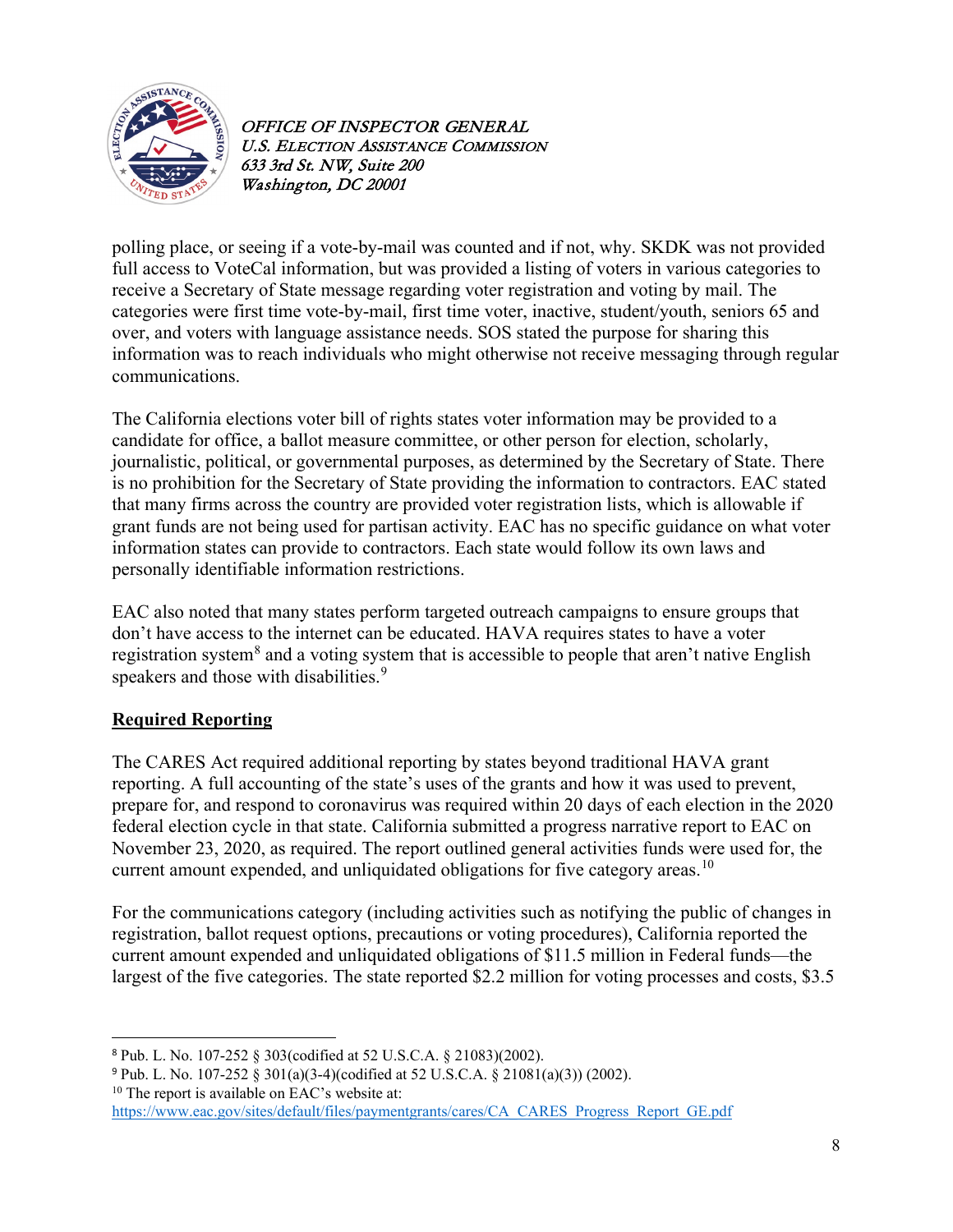polling place, or seeing if a vote-by-mail was counted and if not, why. SKDK was not provided full access to VoteCal information, but was provided a listing of voters in various categories to receive a Secretary of State message regarding voter registration and voting by mail. The categories were first time vote-by-mail, first time voter, inactive, student/youth, seniors 65 and over, and voters with language assistance needs. SOS stated the purpose for sharing this information was to reach individuals who might otherwise not receive messaging through regular communications.

The California elections voter bill of rights states voter information may be provided to a candidate for office, a ballot measure committee, or other person for election, scholarly, journalistic, political, or governmental purposes, as determined by the Secretary of State. There is no prohibition for the Secretary of State providing the information to contractors. EAC stated that many firms across the country are provided voter registration lists, which is allowable if grant funds are not being used for partisan activity. EAC has no specific guidance on what voter information states can provide to contractors. Each state would follow its own laws and personally identifiable information restrictions.

EAC also noted that many states perform targeted outreach campaigns to ensure groups that don't have access to the internet can be educated. HAVA requires states to have a voter registration system[8] and a voting system that is accessible to people that aren't native English speakers and those with disabilities.[9]

## Required Reporting

The CARES Act required additional reporting by states beyond traditional HAVA grant reporting. A full accounting of the state's uses of the grants and how it was used to prevent, prepare for, and respond to coronavirus was required within 20 days of each election in the 2020 federal election cycle in that state. California submitted a progress narrative report to EAC on November 23, 2020, as required. The report outlined general activities funds were used for, the current amount expended, and unliquidated obligations for five category areas.[10]

For the communications category (including activities such as notifying the public of changes in registration, ballot request options, precautions or voting procedures), California reported the current amount expended and unliquidated obligations of $11.5 million in Federal funds—the largest of the five categories. The state reported $2.2 million for voting processes and costs, $3.5

---

[8] Pub. L. No. 107-252 § 303(codified at 52 U.S.C.A. § 21083)(2002).

[9] Pub. L. No. 107-252 § 301(a)(3-4)(codified at 52 U.S.C.A. § 21081(a)(3)) (2002).

[10] The report is available on EAC's website at: https://www.eac.gov/sites/default/files/paymentgrants/cares/CA_CARES_Progress_Report_GE.pdf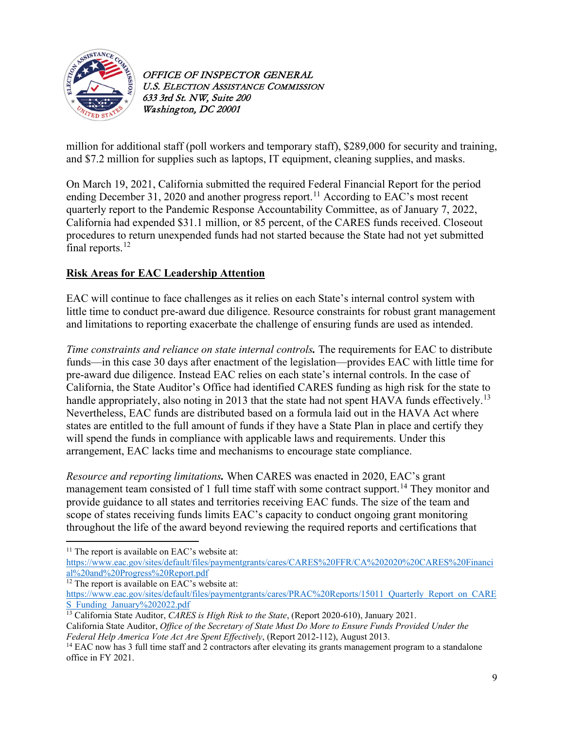million for additional staff (poll workers and temporary staff), $289,000 for security and training, and $7.2 million for supplies such as laptops, IT equipment, cleaning supplies, and masks.

On March 19, 2021, California submitted the required Federal Financial Report for the period ending December 31, 2020 and another progress report.[11] According to EAC's most recent quarterly report to the Pandemic Response Accountability Committee, as of January 7, 2022, California had expended $31.1 million, or 85 percent, of the CARES funds received. Closeout procedures to return unexpended funds had not started because the State had not yet submitted final reports.[12]

## Risk Areas for EAC Leadership Attention

EAC will continue to face challenges as it relies on each State's internal control system with little time to conduct pre-award due diligence. Resource constraints for robust grant management and limitations to reporting exacerbate the challenge of ensuring funds are used as intended.

*Time constraints and reliance on state internal controls.* The requirements for EAC to distribute funds—in this case 30 days after enactment of the legislation—provides EAC with little time for pre-award due diligence. Instead EAC relies on each state's internal controls. In the case of California, the State Auditor's Office had identified CARES funding as high risk for the state to handle appropriately, also noting in 2013 that the state had not spent HAVA funds effectively.[13] Nevertheless, EAC funds are distributed based on a formula laid out in the HAVA Act where states are entitled to the full amount of funds if they have a State Plan in place and certify they will spend the funds in compliance with applicable laws and requirements. Under this arrangement, EAC lacks time and mechanisms to encourage state compliance.

*Resource and reporting limitations.* When CARES was enacted in 2020, EAC's grant management team consisted of 1 full time staff with some contract support.[14] They monitor and provide guidance to all states and territories receiving EAC funds. The size of the team and scope of states receiving funds limits EAC's capacity to conduct ongoing grant monitoring throughout the life of the award beyond reviewing the required reports and certifications that

---

[11] The report is available on EAC's website at: https://www.eac.gov/sites/default/files/paymentgrants/cares/CARES%20FFR/CA%202020%20CARES%20Financial%20and%20Progress%20Report.pdf

[12] The report is available on EAC's website at: https://www.eac.gov/sites/default/files/paymentgrants/cares/PRAC%20Reports/15011_Quarterly_Report_on_CARES_Funding_January%202022.pdf

[13] California State Auditor, *CARES is High Risk to the State*, (Report 2020-610), January 2021. California State Auditor, *Office of the Secretary of State Must Do More to Ensure Funds Provided Under the Federal Help America Vote Act Are Spent Effectively*, (Report 2012-112), August 2013.

[14] EAC now has 3 full time staff and 2 contractors after elevating its grants management program to a standalone office in FY 2021.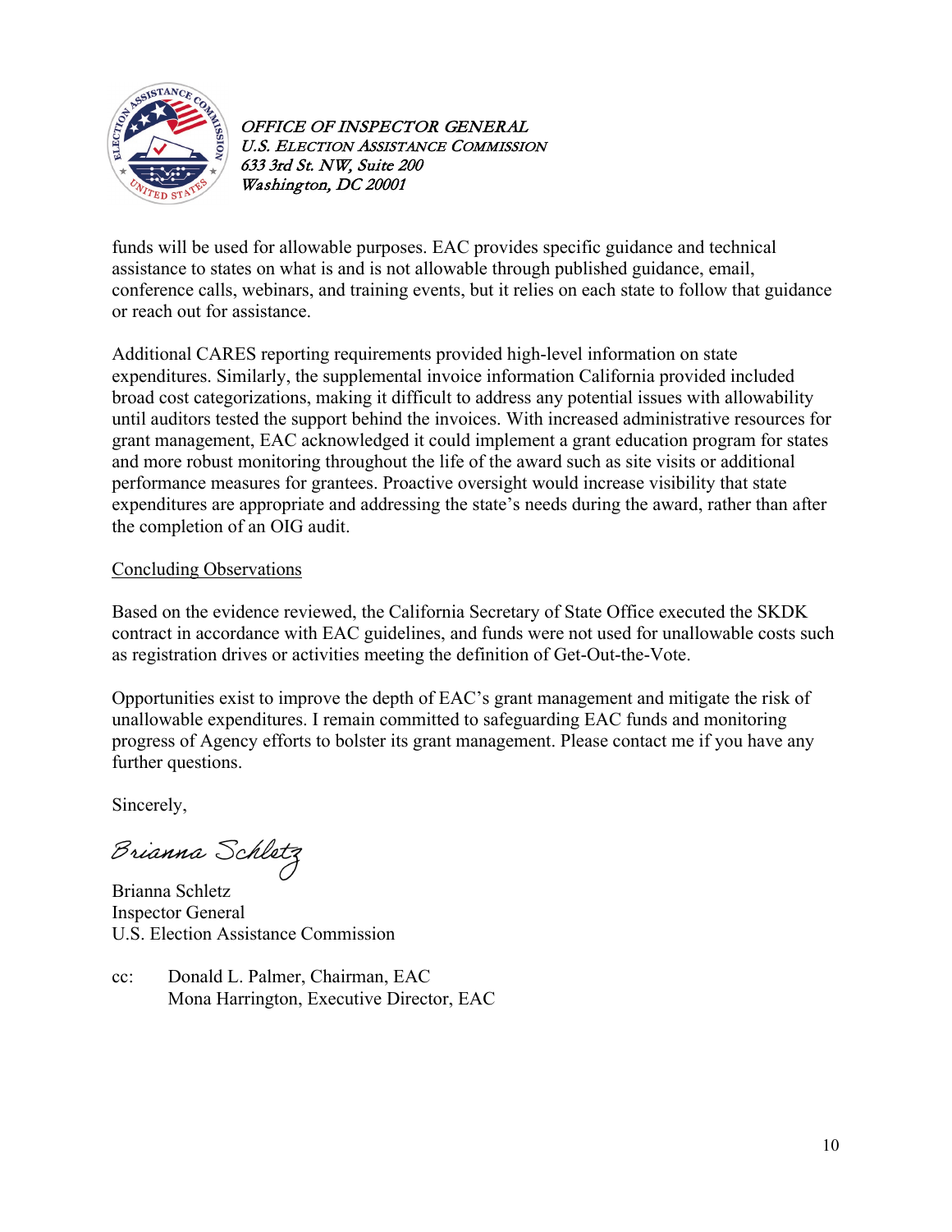*OFFICE OF INSPECTOR GENERAL*
*U.S. ELECTION ASSISTANCE COMMISSION*
*633 3rd St. NW, Suite 200*
*Washington, DC 20001*

funds will be used for allowable purposes. EAC provides specific guidance and technical assistance to states on what is and is not allowable through published guidance, email, conference calls, webinars, and training events, but it relies on each state to follow that guidance or reach out for assistance.

Additional CARES reporting requirements provided high-level information on state expenditures. Similarly, the supplemental invoice information California provided included broad cost categorizations, making it difficult to address any potential issues with allowability until auditors tested the support behind the invoices. With increased administrative resources for grant management, EAC acknowledged it could implement a grant education program for states and more robust monitoring throughout the life of the award such as site visits or additional performance measures for grantees. Proactive oversight would increase visibility that state expenditures are appropriate and addressing the state's needs during the award, rather than after the completion of an OIG audit.

<u>Concluding Observations</u>

Based on the evidence reviewed, the California Secretary of State Office executed the SKDK contract in accordance with EAC guidelines, and funds were not used for unallowable costs such as registration drives or activities meeting the definition of Get-Out-the-Vote.

Opportunities exist to improve the depth of EAC's grant management and mitigate the risk of unallowable expenditures. I remain committed to safeguarding EAC funds and monitoring progress of Agency efforts to bolster its grant management. Please contact me if you have any further questions.

Sincerely,

*Brianna Schletz*

Brianna Schletz
Inspector General
U.S. Election Assistance Commission

cc: Donald L. Palmer, Chairman, EAC
Mona Harrington, Executive Director, EAC